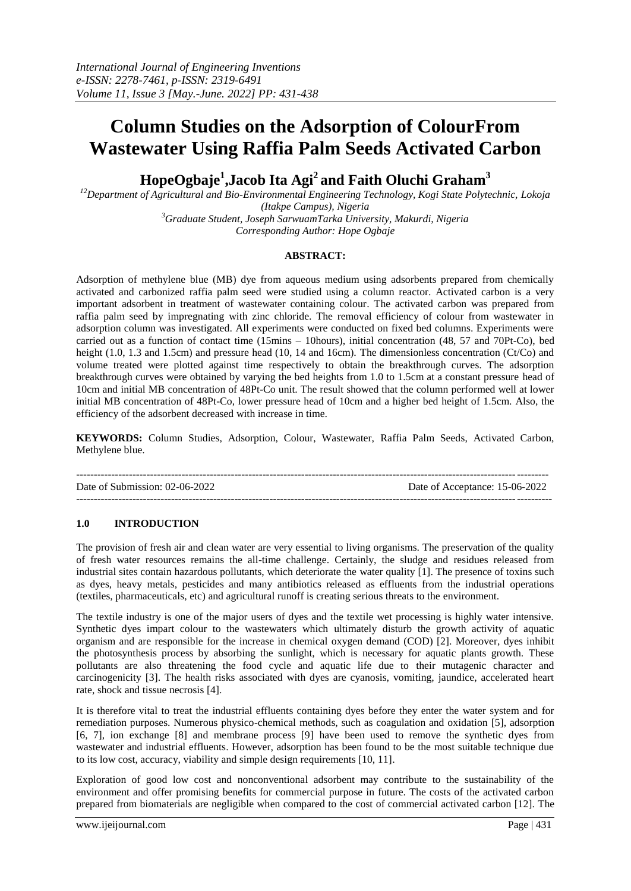# Column Studies on the Adsorption of ColourFrom Wastewater Using Raffia Palm Seeds Activated Carbon

**HopeOgbaje[1],Jacob Ita Agi[2] and Faith Oluchi Graham[3]**

[12]Department of Agricultural and Bio-Environmental Engineering Technology, Kogi State Polytechnic, Lokoja (Itakpe Campus), Nigeria

[3]Graduate Student, Joseph SarwuamTarka University, Makurdi, Nigeria

Corresponding Author: Hope Ogbaje

**ABSTRACT:**

Adsorption of methylene blue (MB) dye from aqueous medium using adsorbents prepared from chemically activated and carbonized raffia palm seed were studied using a column reactor. Activated carbon is a very important adsorbent in treatment of wastewater containing colour. The activated carbon was prepared from raffia palm seed by impregnating with zinc chloride. The removal efficiency of colour from wastewater in adsorption column was investigated. All experiments were conducted on fixed bed columns. Experiments were carried out as a function of contact time (15mins – 10hours), initial concentration (48, 57 and 70Pt-Co), bed height (1.0, 1.3 and 1.5cm) and pressure head (10, 14 and 16cm). The dimensionless concentration (Ct/Co) and volume treated were plotted against time respectively to obtain the breakthrough curves. The adsorption breakthrough curves were obtained by varying the bed heights from 1.0 to 1.5cm at a constant pressure head of 10cm and initial MB concentration of 48Pt-Co unit. The result showed that the column performed well at lower initial MB concentration of 48Pt-Co, lower pressure head of 10cm and a higher bed height of 1.5cm. Also, the efficiency of the adsorbent decreased with increase in time.

**KEYWORDS:** Column Studies, Adsorption, Colour, Wastewater, Raffia Palm Seeds, Activated Carbon, Methylene blue.

---

Date of Submission: 02-06-2022 Date of Acceptance: 15-06-2022

---

## 1.0 INTRODUCTION

The provision of fresh air and clean water are very essential to living organisms. The preservation of the quality of fresh water resources remains the all-time challenge. Certainly, the sludge and residues released from industrial sites contain hazardous pollutants, which deteriorate the water quality [1]. The presence of toxins such as dyes, heavy metals, pesticides and many antibiotics released as effluents from the industrial operations (textiles, pharmaceuticals, etc) and agricultural runoff is creating serious threats to the environment.

The textile industry is one of the major users of dyes and the textile wet processing is highly water intensive. Synthetic dyes impart colour to the wastewaters which ultimately disturb the growth activity of aquatic organism and are responsible for the increase in chemical oxygen demand (COD) [2]. Moreover, dyes inhibit the photosynthesis process by absorbing the sunlight, which is necessary for aquatic plants growth. These pollutants are also threatening the food cycle and aquatic life due to their mutagenic character and carcinogenicity [3]. The health risks associated with dyes are cyanosis, vomiting, jaundice, accelerated heart rate, shock and tissue necrosis [4].

It is therefore vital to treat the industrial effluents containing dyes before they enter the water system and for remediation purposes. Numerous physico-chemical methods, such as coagulation and oxidation [5], adsorption [6, 7], ion exchange [8] and membrane process [9] have been used to remove the synthetic dyes from wastewater and industrial effluents. However, adsorption has been found to be the most suitable technique due to its low cost, accuracy, viability and simple design requirements [10, 11].

Exploration of good low cost and nonconventional adsorbent may contribute to the sustainability of the environment and offer promising benefits for commercial purpose in future. The costs of the activated carbon prepared from biomaterials are negligible when compared to the cost of commercial activated carbon [12]. The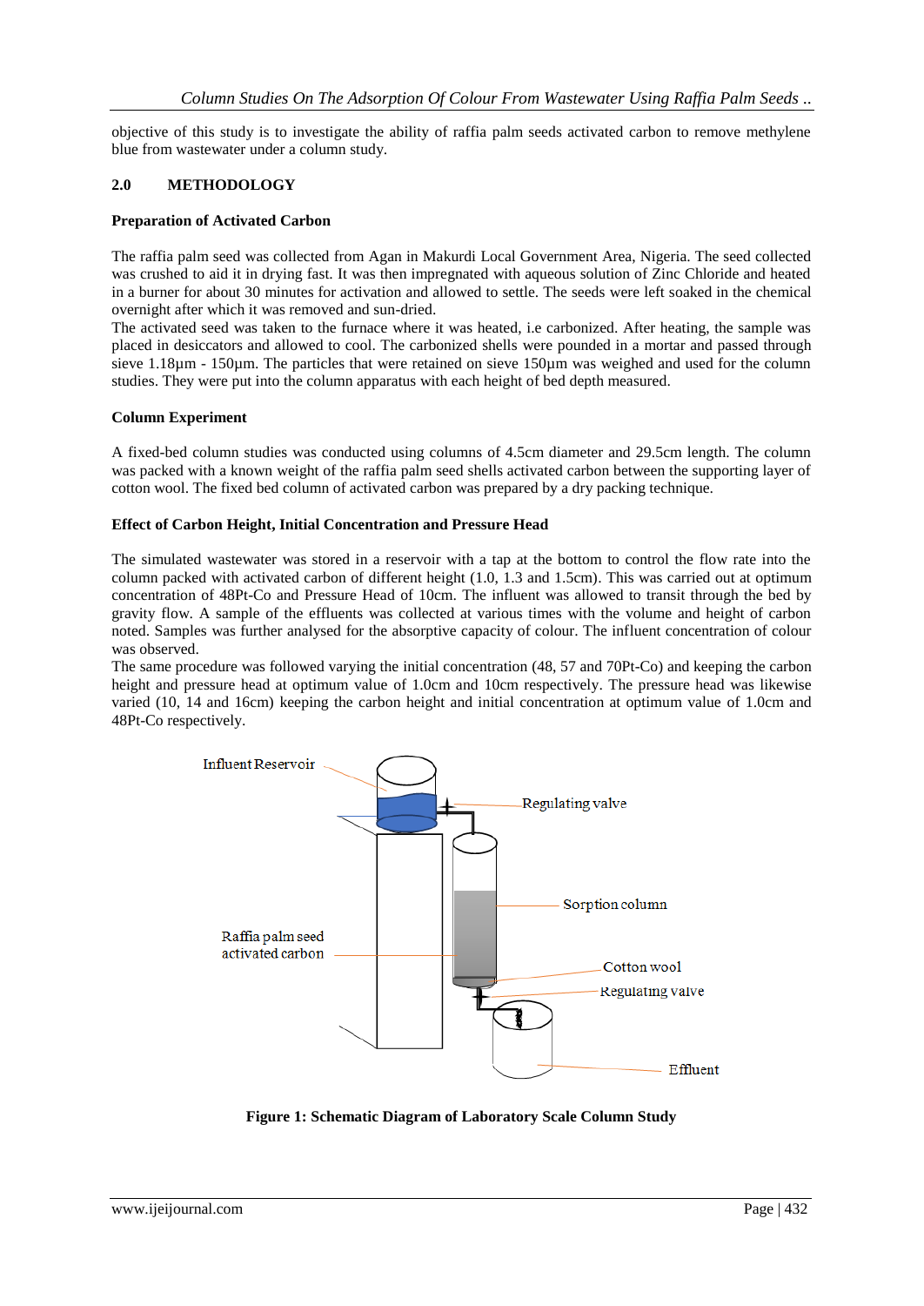objective of this study is to investigate the ability of raffia palm seeds activated carbon to remove methylene blue from wastewater under a column study.

## 2.0 METHODOLOGY

### Preparation of Activated Carbon

The raffia palm seed was collected from Agan in Makurdi Local Government Area, Nigeria. The seed collected was crushed to aid it in drying fast. It was then impregnated with aqueous solution of Zinc Chloride and heated in a burner for about 30 minutes for activation and allowed to settle. The seeds were left soaked in the chemical overnight after which it was removed and sun-dried.

The activated seed was taken to the furnace where it was heated, i.e carbonized. After heating, the sample was placed in desiccators and allowed to cool. The carbonized shells were pounded in a mortar and passed through sieve 1.18µm - 150µm. The particles that were retained on sieve 150µm was weighed and used for the column studies. They were put into the column apparatus with each height of bed depth measured.

### Column Experiment

A fixed-bed column studies was conducted using columns of 4.5cm diameter and 29.5cm length. The column was packed with a known weight of the raffia palm seed shells activated carbon between the supporting layer of cotton wool. The fixed bed column of activated carbon was prepared by a dry packing technique.

### Effect of Carbon Height, Initial Concentration and Pressure Head

The simulated wastewater was stored in a reservoir with a tap at the bottom to control the flow rate into the column packed with activated carbon of different height (1.0, 1.3 and 1.5cm). This was carried out at optimum concentration of 48Pt-Co and Pressure Head of 10cm. The influent was allowed to transit through the bed by gravity flow. A sample of the effluents was collected at various times with the volume and height of carbon noted. Samples was further analysed for the absorptive capacity of colour. The influent concentration of colour was observed.

The same procedure was followed varying the initial concentration (48, 57 and 70Pt-Co) and keeping the carbon height and pressure head at optimum value of 1.0cm and 10cm respectively. The pressure head was likewise varied (10, 14 and 16cm) keeping the carbon height and initial concentration at optimum value of 1.0cm and 48Pt-Co respectively.

**Figure 1: Schematic Diagram of Laboratory Scale Column Study**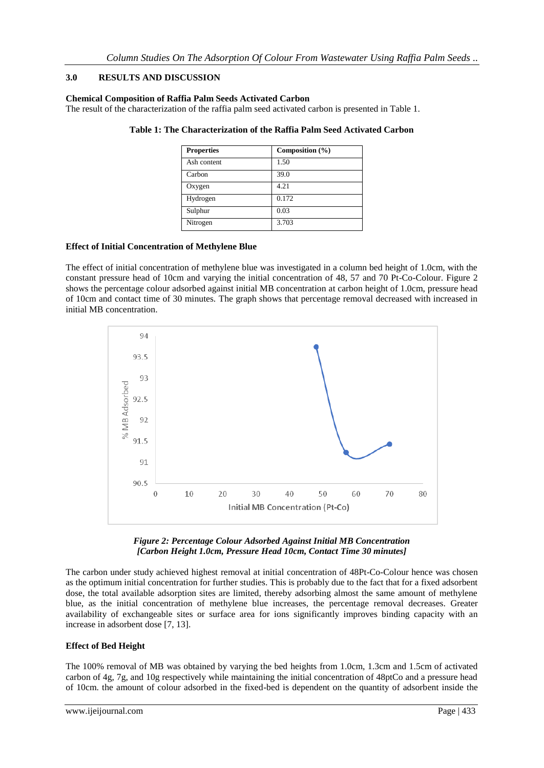## 3.0 RESULTS AND DISCUSSION

**Chemical Composition of Raffia Palm Seeds Activated Carbon**

The result of the characterization of the raffia palm seed activated carbon is presented in Table 1.

**Table 1: The Characterization of the Raffia Palm Seed Activated Carbon**

| Properties | Composition (%) |
|---|---|
| Ash content | 1.50 |
| Carbon | 39.0 |
| Oxygen | 4.21 |
| Hydrogen | 0.172 |
| Sulphur | 0.03 |
| Nitrogen | 3.703 |

**Effect of Initial Concentration of Methylene Blue**

The effect of initial concentration of methylene blue was investigated in a column bed height of 1.0cm, with the constant pressure head of 10cm and varying the initial concentration of 48, 57 and 70 Pt-Co-Colour. Figure 2 shows the percentage colour adsorbed against initial MB concentration at carbon height of 1.0cm, pressure head of 10cm and contact time of 30 minutes. The graph shows that percentage removal decreased with increased in initial MB concentration.

*Figure 2: Percentage Colour Adsorbed Against Initial MB Concentration [Carbon Height 1.0cm, Pressure Head 10cm, Contact Time 30 minutes]*

The carbon under study achieved highest removal at initial concentration of 48Pt-Co-Colour hence was chosen as the optimum initial concentration for further studies. This is probably due to the fact that for a fixed adsorbent dose, the total available adsorption sites are limited, thereby adsorbing almost the same amount of methylene blue, as the initial concentration of methylene blue increases, the percentage removal decreases. Greater availability of exchangeable sites or surface area for ions significantly improves binding capacity with an increase in adsorbent dose [7, 13].

**Effect of Bed Height**

The 100% removal of MB was obtained by varying the bed heights from 1.0cm, 1.3cm and 1.5cm of activated carbon of 4g, 7g, and 10g respectively while maintaining the initial concentration of 48ptCo and a pressure head of 10cm. the amount of colour adsorbed in the fixed-bed is dependent on the quantity of adsorbent inside the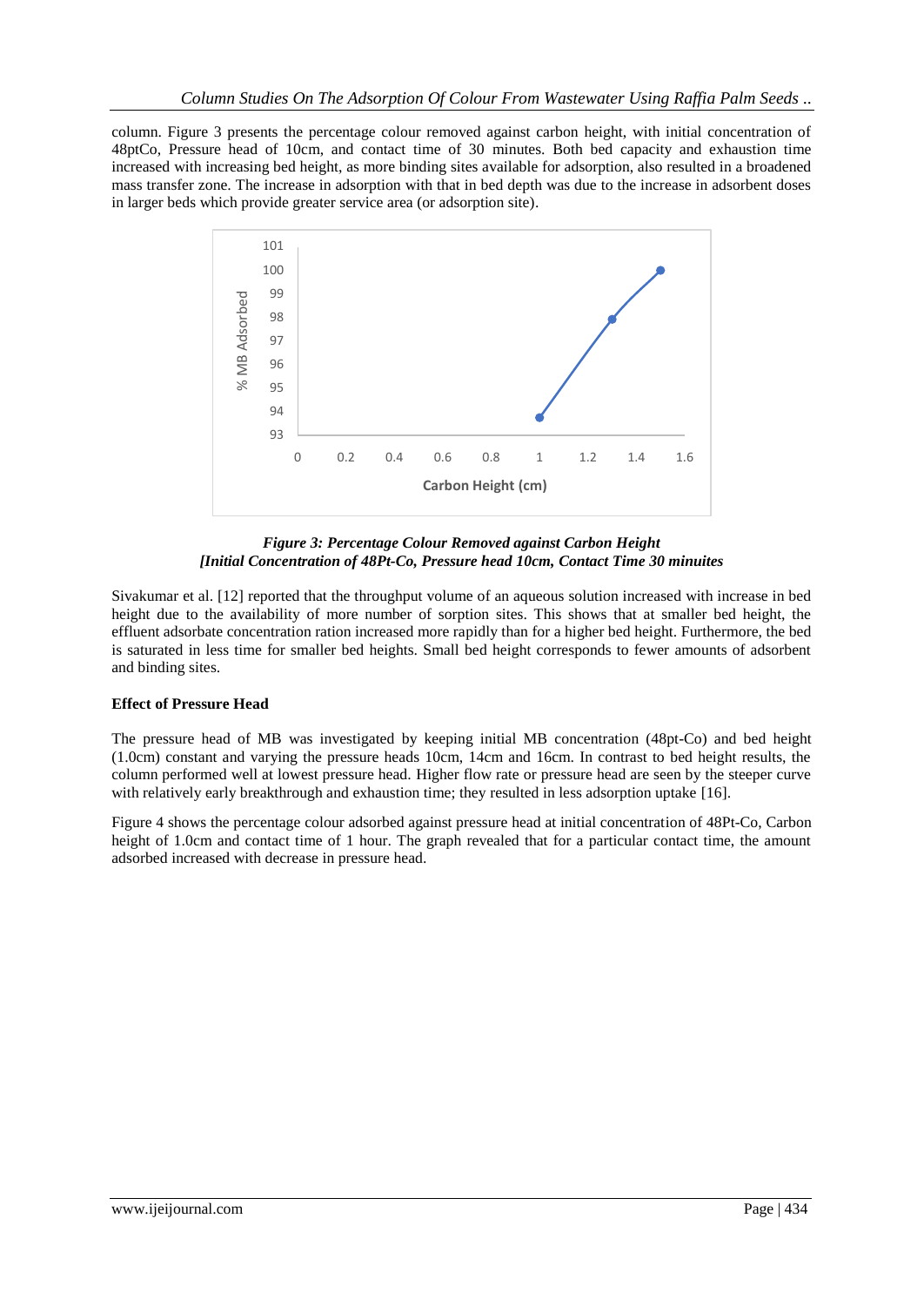column. Figure 3 presents the percentage colour removed against carbon height, with initial concentration of 48ptCo, Pressure head of 10cm, and contact time of 30 minutes. Both bed capacity and exhaustion time increased with increasing bed height, as more binding sites available for adsorption, also resulted in a broadened mass transfer zone. The increase in adsorption with that in bed depth was due to the increase in adsorbent doses in larger beds which provide greater service area (or adsorption site).

***Figure 3: Percentage Colour Removed against Carbon Height [Initial Concentration of 48Pt-Co, Pressure head 10cm, Contact Time 30 minuites***

Sivakumar et al. [12] reported that the throughput volume of an aqueous solution increased with increase in bed height due to the availability of more number of sorption sites. This shows that at smaller bed height, the effluent adsorbate concentration ration increased more rapidly than for a higher bed height. Furthermore, the bed is saturated in less time for smaller bed heights. Small bed height corresponds to fewer amounts of adsorbent and binding sites.

**Effect of Pressure Head**

The pressure head of MB was investigated by keeping initial MB concentration (48pt-Co) and bed height (1.0cm) constant and varying the pressure heads 10cm, 14cm and 16cm. In contrast to bed height results, the column performed well at lowest pressure head. Higher flow rate or pressure head are seen by the steeper curve with relatively early breakthrough and exhaustion time; they resulted in less adsorption uptake [16].

Figure 4 shows the percentage colour adsorbed against pressure head at initial concentration of 48Pt-Co, Carbon height of 1.0cm and contact time of 1 hour. The graph revealed that for a particular contact time, the amount adsorbed increased with decrease in pressure head.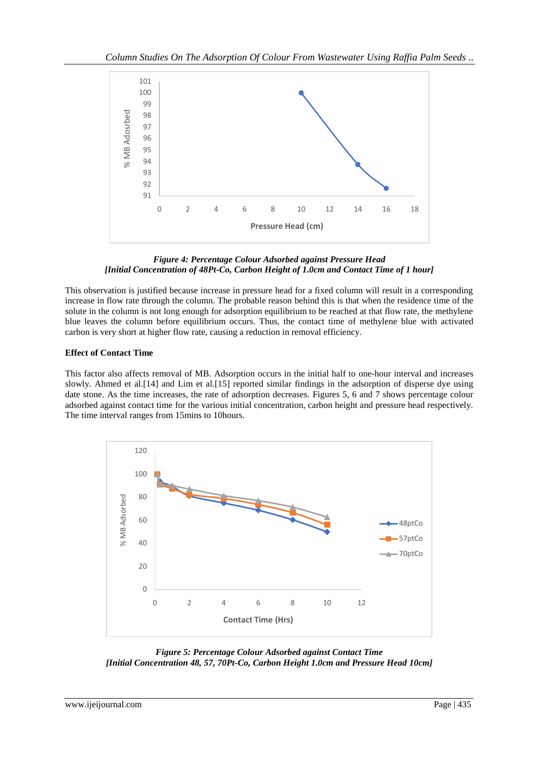*Figure 4: Percentage Colour Adsorbed against Pressure Head*
*[Initial Concentration of 48Pt-Co, Carbon Height of 1.0cm and Contact Time of 1 hour]*

This observation is justified because increase in pressure head for a fixed column will result in a corresponding increase in flow rate through the column. The probable reason behind this is that when the residence time of the solute in the column is not long enough for adsorption equilibrium to be reached at that flow rate, the methylene blue leaves the column before equilibrium occurs. Thus, the contact time of methylene blue with activated carbon is very short at higher flow rate, causing a reduction in removal efficiency.

**Effect of Contact Time**

This factor also affects removal of MB. Adsorption occurs in the initial half to one-hour interval and increases slowly. Ahmed et al.[14] and Lim et al.[15] reported similar findings in the adsorption of disperse dye using date stone. As the time increases, the rate of adsorption decreases. Figures 5, 6 and 7 shows percentage colour adsorbed against contact time for the various initial concentration, carbon height and pressure head respectively. The time interval ranges from 15mins to 10hours.

*Figure 5: Percentage Colour Adsorbed against Contact Time*
*[Initial Concentration 48, 57, 70Pt-Co, Carbon Height 1.0cm and Pressure Head 10cm]*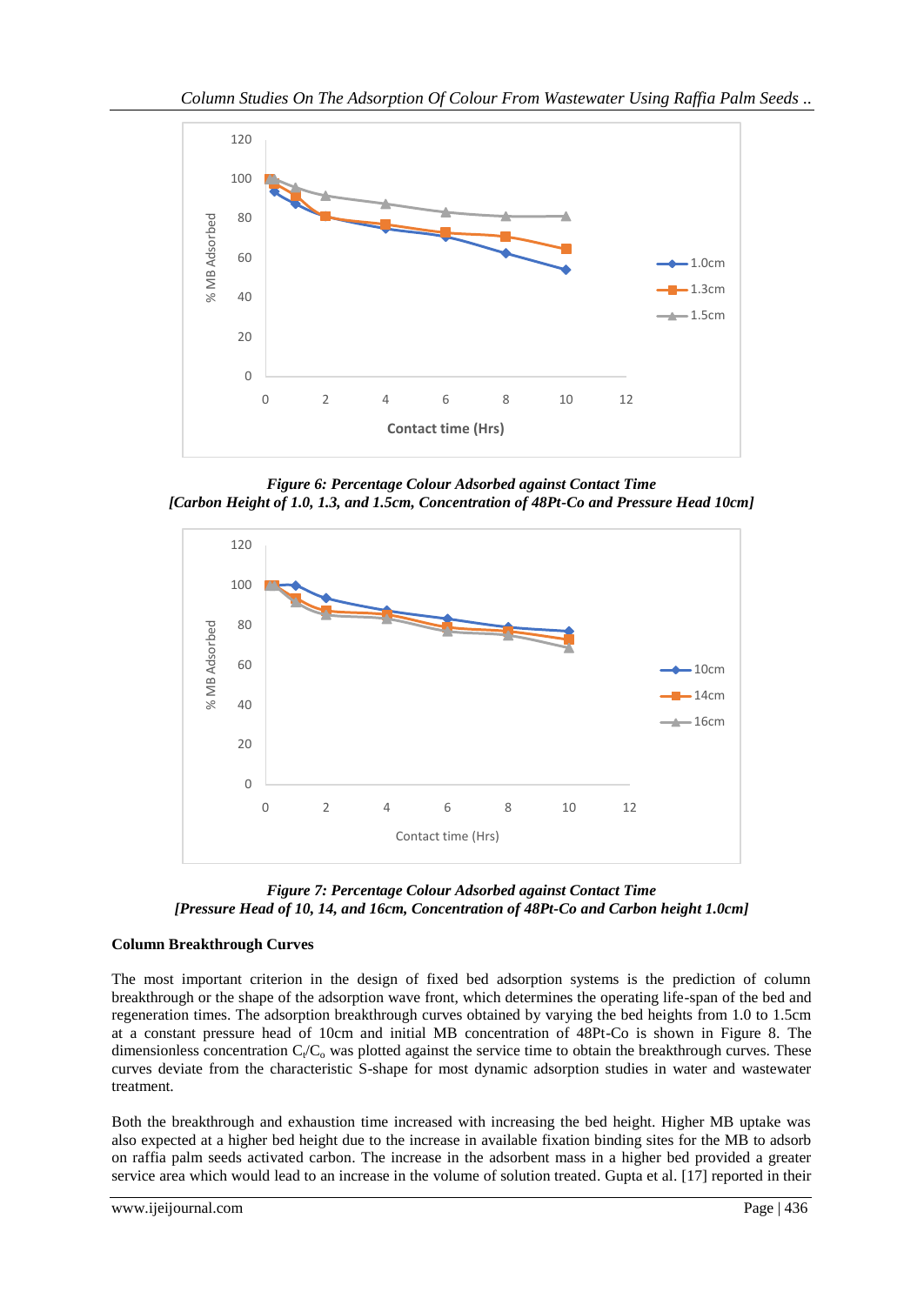*Figure 6: Percentage Colour Adsorbed against Contact Time*
*[Carbon Height of 1.0, 1.3, and 1.5cm, Concentration of 48Pt-Co and Pressure Head 10cm]*

*Figure 7: Percentage Colour Adsorbed against Contact Time*
*[Pressure Head of 10, 14, and 16cm, Concentration of 48Pt-Co and Carbon height 1.0cm]*

**Column Breakthrough Curves**

The most important criterion in the design of fixed bed adsorption systems is the prediction of column breakthrough or the shape of the adsorption wave front, which determines the operating life-span of the bed and regeneration times. The adsorption breakthrough curves obtained by varying the bed heights from 1.0 to 1.5cm at a constant pressure head of 10cm and initial MB concentration of 48Pt-Co is shown in Figure 8. The dimensionless concentration $C_t/C_o$ was plotted against the service time to obtain the breakthrough curves. These curves deviate from the characteristic S-shape for most dynamic adsorption studies in water and wastewater treatment.

Both the breakthrough and exhaustion time increased with increasing the bed height. Higher MB uptake was also expected at a higher bed height due to the increase in available fixation binding sites for the MB to adsorb on raffia palm seeds activated carbon. The increase in the adsorbent mass in a higher bed provided a greater service area which would lead to an increase in the volume of solution treated. Gupta et al. [17] reported in their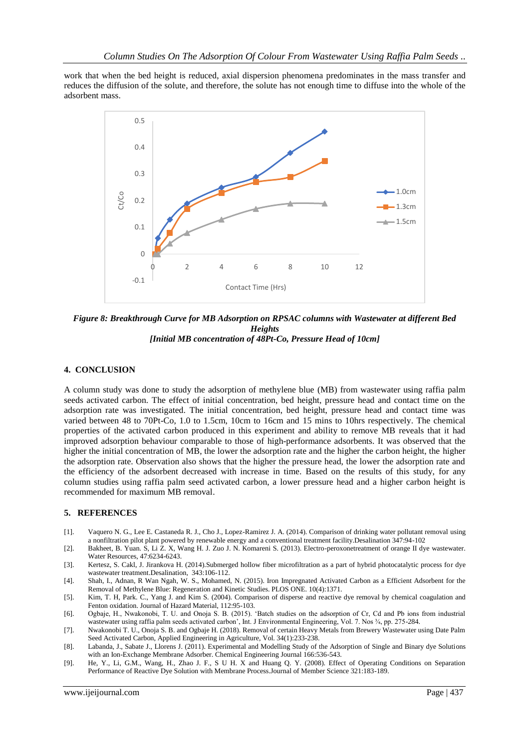work that when the bed height is reduced, axial dispersion phenomena predominates in the mass transfer and reduces the diffusion of the solute, and therefore, the solute has not enough time to diffuse into the whole of the adsorbent mass.

***Figure 8: Breakthrough Curve for MB Adsorption on RPSAC columns with Wastewater at different Bed Heights***
***[Initial MB concentration of 48Pt-Co, Pressure Head of 10cm]***

## 4. CONCLUSION

A column study was done to study the adsorption of methylene blue (MB) from wastewater using raffia palm seeds activated carbon. The effect of initial concentration, bed height, pressure head and contact time on the adsorption rate was investigated. The initial concentration, bed height, pressure head and contact time was varied between 48 to 70Pt-Co, 1.0 to 1.5cm, 10cm to 16cm and 15 mins to 10hrs respectively. The chemical properties of the activated carbon produced in this experiment and ability to remove MB reveals that it had improved adsorption behaviour comparable to those of high-performance adsorbents. It was observed that the higher the initial concentration of MB, the lower the adsorption rate and the higher the carbon height, the higher the adsorption rate. Observation also shows that the higher the pressure head, the lower the adsorption rate and the efficiency of the adsorbent decreased with increase in time. Based on the results of this study, for any column studies using raffia palm seed activated carbon, a lower pressure head and a higher carbon height is recommended for maximum MB removal.

## 5. REFERENCES

[1]. Vaquero N. G., Lee E. Castaneda R. J., Cho J., Lopez-Ramirez J. A. (2014). Comparison of drinking water pollutant removal using a nonfiltration pilot plant powered by renewable energy and a conventional treatment facility.Desalination 347:94-102

[2]. Bakheet, B. Yuan. S, Li Z. X, Wang H. J. Zuo J. N. Komareni S. (2013). Electro-peroxonetreatment of orange II dye wastewater. Water Resources, 47:6234-6243.

[3]. Kertesz, S. Cakl, J. Jirankova H. (2014).Submerged hollow fiber microfiltration as a part of hybrid photocatalytic process for dye wastewater treatment.Desalination, 343:106-112.

[4]. Shah, I., Adnan, R Wan Ngah, W. S., Mohamed, N. (2015). Iron Impregnated Activated Carbon as a Efficient Adsorbent for the Removal of Methylene Blue: Regeneration and Kinetic Studies. PLOS ONE. 10(4):1371.

[5]. Kim, T. H, Park. C., Yang J. and Kim S. (2004). Comparison of disperse and reactive dye removal by chemical coagulation and Fenton oxidation. Journal of Hazard Material, 112:95-103.

[6]. Ogbaje, H., Nwakonobi, T. U. and Onoja S. B. (2015). 'Batch studies on the adsorption of Cr, Cd and Pb ions from industrial wastewater using raffia palm seeds activated carbon', Int. J Environmental Engineering, Vol. 7. Nos ¾, pp. 275-284.

[7]. Nwakonobi T. U., Onoja S. B. and Ogbaje H. (2018). Removal of certain Heavy Metals from Brewery Wastewater using Date Palm Seed Activated Carbon, Applied Engineering in Agriculture, Vol. 34(1):233-238.

[8]. Labanda, J., Sabate J., Llorens J. (2011). Experimental and Modelling Study of the Adsorption of Single and Binary dye Solutions with an Ion-Exchange Membrane Adsorber. Chemical Engineering Journal 166:536-543.

[9]. He, Y., Li, G.M., Wang, H., Zhao J. F., S U H. X and Huang Q. Y. (2008). Effect of Operating Conditions on Separation Performance of Reactive Dye Solution with Membrane Process.Journal of Member Science 321:183-189.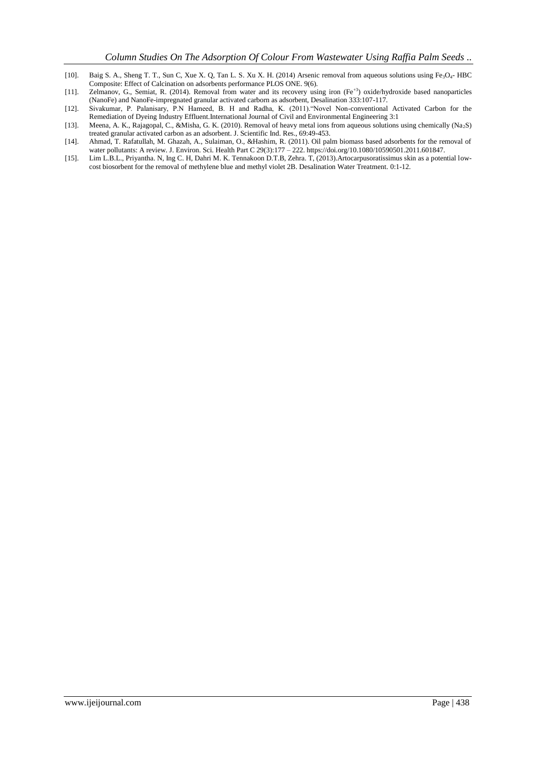[10]. Baig S. A., Sheng T. T., Sun C, Xue X. Q, Tan L. S. Xu X. H. (2014) Arsenic removal from aqueous solutions using $Fe_3O_4$- HBC Composite: Effect of Calcination on adsorbents performance PLOS ONE. 9(6).

[11]. Zelmanov, G., Semiat, R. (2014). Removal from water and its recovery using iron ($Fe^{+3}$) oxide/hydroxide based nanoparticles (NanoFe) and NanoFe-impregnated granular activated carborn as adsorbent, Desalination 333:107-117.

[12]. Sivakumar, P. Palanisary, P.N Hameed, B. H and Radha, K. (2011)."Novel Non-conventional Activated Carbon for the Remediation of Dyeing Industry Effluent.International Journal of Civil and Environmental Engineering 3:1

[13]. Meena, A. K., Rajagopal, C., &Misha, G. K. (2010). Removal of heavy metal ions from aqueous solutions using chemically ($Na_2S$) treated granular activated carbon as an adsorbent. J. Scientific Ind. Res., 69:49-453.

[14]. Ahmad, T. Rafatullah, M. Ghazah, A., Sulaiman, O., &Hashim, R. (2011). Oil palm biomass based adsorbents for the removal of water pollutants: A review. J. Environ. Sci. Health Part C 29(3):177 – 222. https://doi.org/10.1080/10590501.2011.601847.

[15]. Lim L.B.L., Priyantha. N, Ing C. H, Dahri M. K. Tennakoon D.T.B, Zehra. T, (2013).Artocarpusoratissimus skin as a potential low-cost biosorbent for the removal of methylene blue and methyl violet 2B. Desalination Water Treatment. 0:1-12.